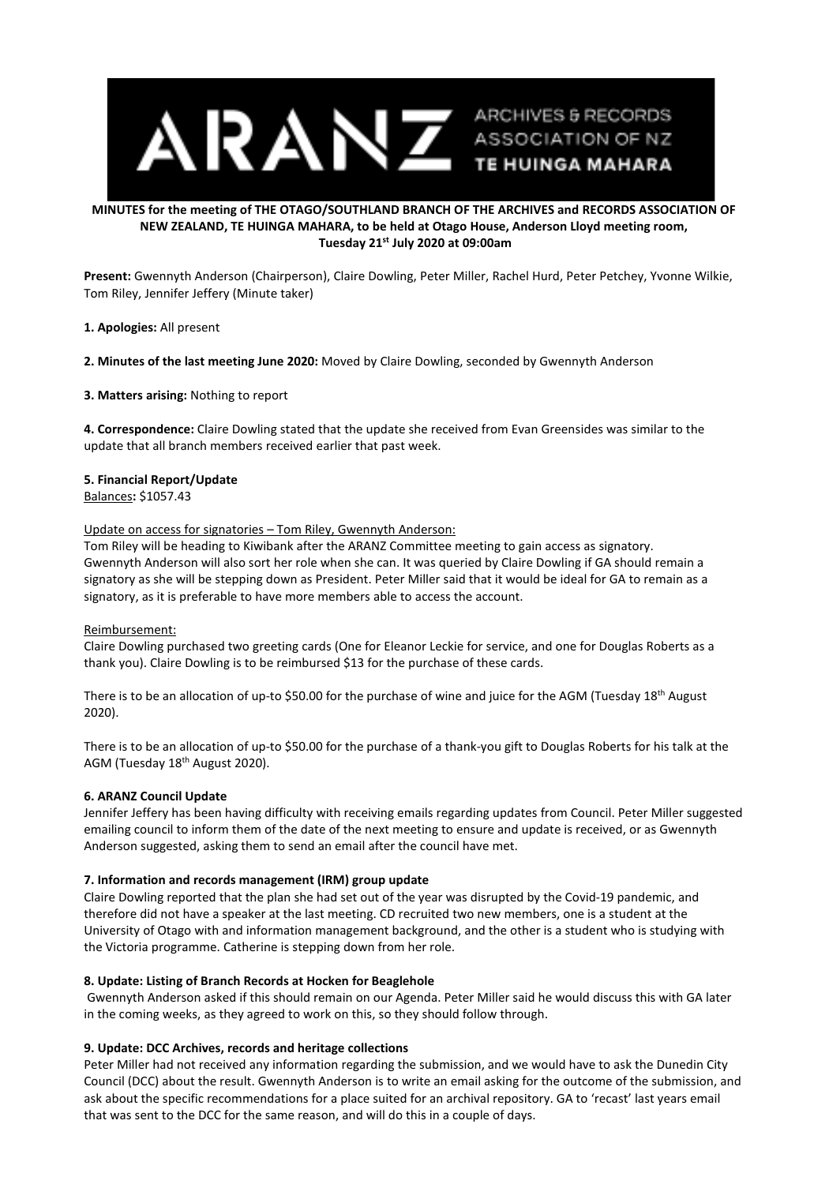**MINUTES for the meeting of THE OTAGO/SOUTHLAND BRANCH OF THE ARCHIVES and RECORDS ASSOCIATION OF NEW ZEALAND, TE HUINGA MAHARA, to be held at Otago House, Anderson Lloyd meeting room, Tuesday 21st July 2020 at 09:00am**

**Present:** Gwennyth Anderson (Chairperson), Claire Dowling, Peter Miller, Rachel Hurd, Peter Petchey, Yvonne Wilkie, Tom Riley, Jennifer Jeffery (Minute taker)

**1. Apologies:** All present

**2. Minutes of the last meeting June 2020:** Moved by Claire Dowling, seconded by Gwennyth Anderson

**3. Matters arising:** Nothing to report

**4. Correspondence:** Claire Dowling stated that the update she received from Evan Greensides was similar to the update that all branch members received earlier that past week.

**5. Financial Report/Update**

Balances**:** $1057.43

Update on access for signatories – Tom Riley, Gwennyth Anderson:

Tom Riley will be heading to Kiwibank after the ARANZ Committee meeting to gain access as signatory. Gwennyth Anderson will also sort her role when she can. It was queried by Claire Dowling if GA should remain a signatory as she will be stepping down as President. Peter Miller said that it would be ideal for GA to remain as a signatory, as it is preferable to have more members able to access the account.

Reimbursement:

Claire Dowling purchased two greeting cards (One for Eleanor Leckie for service, and one for Douglas Roberts as a thank you). Claire Dowling is to be reimbursed $13 for the purchase of these cards.

There is to be an allocation of up-to $50.00 for the purchase of wine and juice for the AGM (Tuesday 18th August 2020).

There is to be an allocation of up-to $50.00 for the purchase of a thank-you gift to Douglas Roberts for his talk at the AGM (Tuesday 18th August 2020).

**6. ARANZ Council Update**

Jennifer Jeffery has been having difficulty with receiving emails regarding updates from Council. Peter Miller suggested emailing council to inform them of the date of the next meeting to ensure and update is received, or as Gwennyth Anderson suggested, asking them to send an email after the council have met.

**7. Information and records management (IRM) group update**

Claire Dowling reported that the plan she had set out of the year was disrupted by the Covid-19 pandemic, and therefore did not have a speaker at the last meeting. CD recruited two new members, one is a student at the University of Otago with and information management background, and the other is a student who is studying with the Victoria programme. Catherine is stepping down from her role.

**8. Update: Listing of Branch Records at Hocken for Beaglehole**

Gwennyth Anderson asked if this should remain on our Agenda. Peter Miller said he would discuss this with GA later in the coming weeks, as they agreed to work on this, so they should follow through.

**9. Update: DCC Archives, records and heritage collections**

Peter Miller had not received any information regarding the submission, and we would have to ask the Dunedin City Council (DCC) about the result. Gwennyth Anderson is to write an email asking for the outcome of the submission, and ask about the specific recommendations for a place suited for an archival repository. GA to 'recast' last years email that was sent to the DCC for the same reason, and will do this in a couple of days.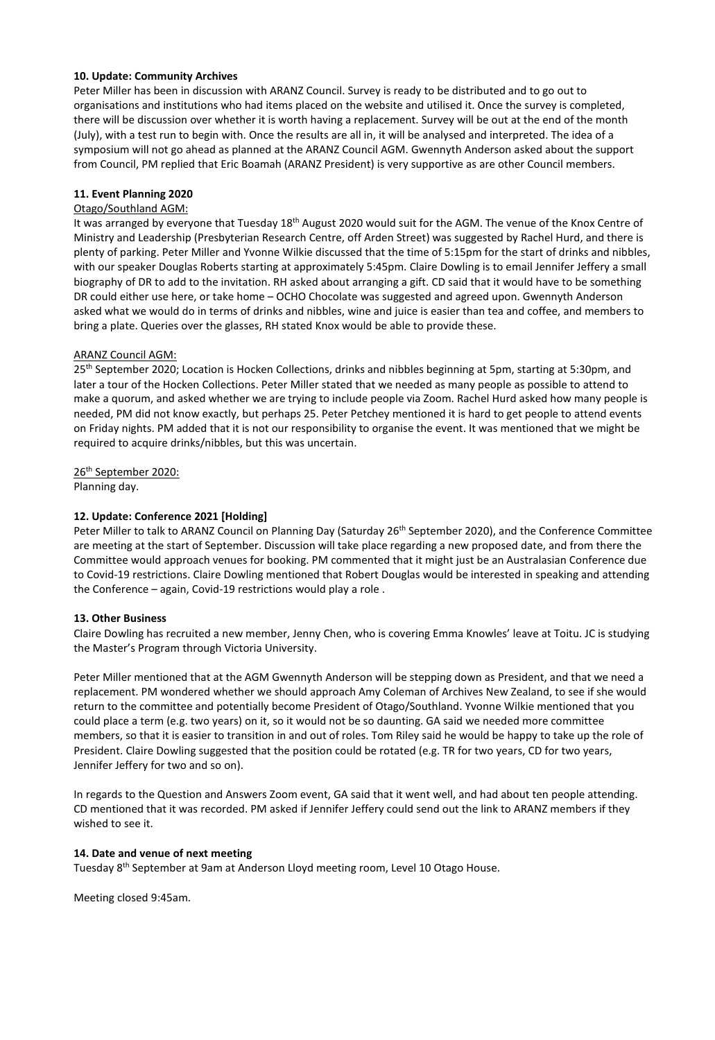**10. Update: Community Archives**

Peter Miller has been in discussion with ARANZ Council. Survey is ready to be distributed and to go out to organisations and institutions who had items placed on the website and utilised it. Once the survey is completed, there will be discussion over whether it is worth having a replacement. Survey will be out at the end of the month (July), with a test run to begin with. Once the results are all in, it will be analysed and interpreted. The idea of a symposium will not go ahead as planned at the ARANZ Council AGM. Gwennyth Anderson asked about the support from Council, PM replied that Eric Boamah (ARANZ President) is very supportive as are other Council members.

**11. Event Planning 2020**

Otago/Southland AGM:

It was arranged by everyone that Tuesday 18th August 2020 would suit for the AGM. The venue of the Knox Centre of Ministry and Leadership (Presbyterian Research Centre, off Arden Street) was suggested by Rachel Hurd, and there is plenty of parking. Peter Miller and Yvonne Wilkie discussed that the time of 5:15pm for the start of drinks and nibbles, with our speaker Douglas Roberts starting at approximately 5:45pm. Claire Dowling is to email Jennifer Jeffery a small biography of DR to add to the invitation. RH asked about arranging a gift. CD said that it would have to be something DR could either use here, or take home – OCHO Chocolate was suggested and agreed upon. Gwennyth Anderson asked what we would do in terms of drinks and nibbles, wine and juice is easier than tea and coffee, and members to bring a plate. Queries over the glasses, RH stated Knox would be able to provide these.

ARANZ Council AGM:

25th September 2020; Location is Hocken Collections, drinks and nibbles beginning at 5pm, starting at 5:30pm, and later a tour of the Hocken Collections. Peter Miller stated that we needed as many people as possible to attend to make a quorum, and asked whether we are trying to include people via Zoom. Rachel Hurd asked how many people is needed, PM did not know exactly, but perhaps 25. Peter Petchey mentioned it is hard to get people to attend events on Friday nights. PM added that it is not our responsibility to organise the event. It was mentioned that we might be required to acquire drinks/nibbles, but this was uncertain.

26th September 2020:

Planning day.

**12. Update: Conference 2021 [Holding]**

Peter Miller to talk to ARANZ Council on Planning Day (Saturday 26th September 2020), and the Conference Committee are meeting at the start of September. Discussion will take place regarding a new proposed date, and from there the Committee would approach venues for booking. PM commented that it might just be an Australasian Conference due to Covid-19 restrictions. Claire Dowling mentioned that Robert Douglas would be interested in speaking and attending the Conference – again, Covid-19 restrictions would play a role .

**13. Other Business**

Claire Dowling has recruited a new member, Jenny Chen, who is covering Emma Knowles' leave at Toitu. JC is studying the Master's Program through Victoria University.

Peter Miller mentioned that at the AGM Gwennyth Anderson will be stepping down as President, and that we need a replacement. PM wondered whether we should approach Amy Coleman of Archives New Zealand, to see if she would return to the committee and potentially become President of Otago/Southland. Yvonne Wilkie mentioned that you could place a term (e.g. two years) on it, so it would not be so daunting. GA said we needed more committee members, so that it is easier to transition in and out of roles. Tom Riley said he would be happy to take up the role of President. Claire Dowling suggested that the position could be rotated (e.g. TR for two years, CD for two years, Jennifer Jeffery for two and so on).

In regards to the Question and Answers Zoom event, GA said that it went well, and had about ten people attending. CD mentioned that it was recorded. PM asked if Jennifer Jeffery could send out the link to ARANZ members if they wished to see it.

**14. Date and venue of next meeting**

Tuesday 8th September at 9am at Anderson Lloyd meeting room, Level 10 Otago House.

Meeting closed 9:45am.